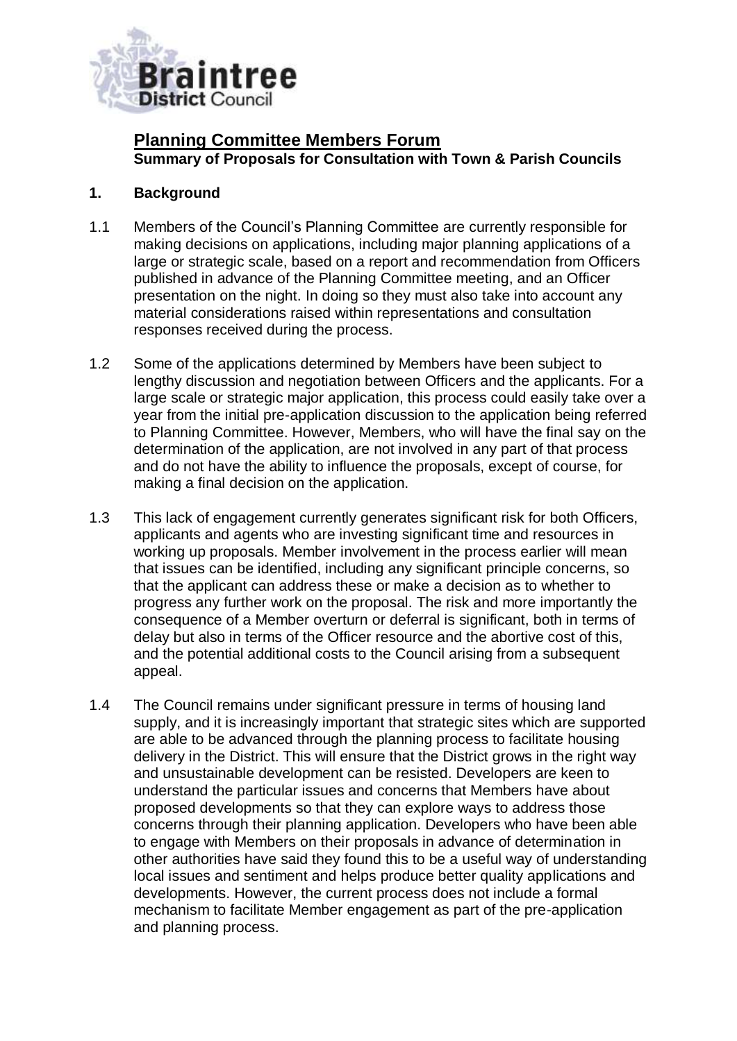Braintree District Council

## Planning Committee Members Forum

**Summary of Proposals for Consultation with Town & Parish Councils**

### 1. Background

1.1 Members of the Council's Planning Committee are currently responsible for making decisions on applications, including major planning applications of a large or strategic scale, based on a report and recommendation from Officers published in advance of the Planning Committee meeting, and an Officer presentation on the night. In doing so they must also take into account any material considerations raised within representations and consultation responses received during the process.

1.2 Some of the applications determined by Members have been subject to lengthy discussion and negotiation between Officers and the applicants. For a large scale or strategic major application, this process could easily take over a year from the initial pre-application discussion to the application being referred to Planning Committee. However, Members, who will have the final say on the determination of the application, are not involved in any part of that process and do not have the ability to influence the proposals, except of course, for making a final decision on the application.

1.3 This lack of engagement currently generates significant risk for both Officers, applicants and agents who are investing significant time and resources in working up proposals. Member involvement in the process earlier will mean that issues can be identified, including any significant principle concerns, so that the applicant can address these or make a decision as to whether to progress any further work on the proposal. The risk and more importantly the consequence of a Member overturn or deferral is significant, both in terms of delay but also in terms of the Officer resource and the abortive cost of this, and the potential additional costs to the Council arising from a subsequent appeal.

1.4 The Council remains under significant pressure in terms of housing land supply, and it is increasingly important that strategic sites which are supported are able to be advanced through the planning process to facilitate housing delivery in the District. This will ensure that the District grows in the right way and unsustainable development can be resisted. Developers are keen to understand the particular issues and concerns that Members have about proposed developments so that they can explore ways to address those concerns through their planning application. Developers who have been able to engage with Members on their proposals in advance of determination in other authorities have said they found this to be a useful way of understanding local issues and sentiment and helps produce better quality applications and developments. However, the current process does not include a formal mechanism to facilitate Member engagement as part of the pre-application and planning process.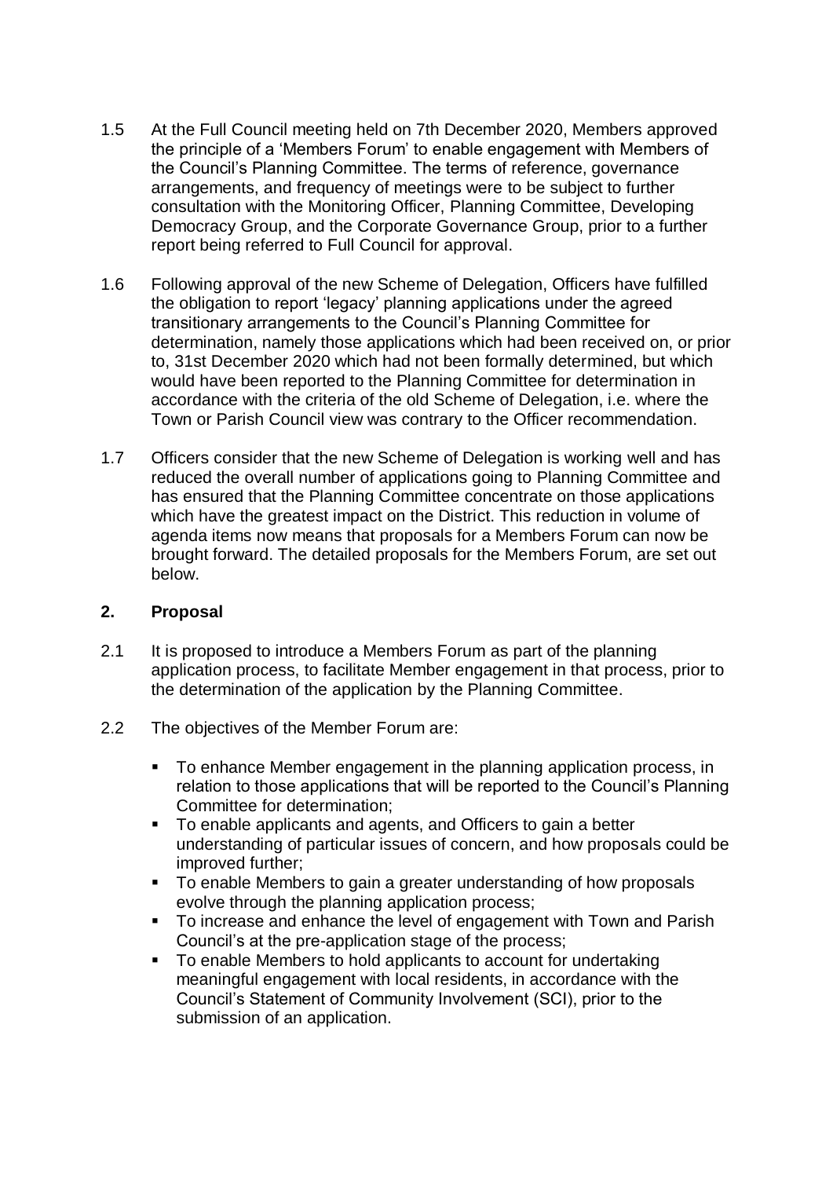1.5 At the Full Council meeting held on 7th December 2020, Members approved the principle of a 'Members Forum' to enable engagement with Members of the Council's Planning Committee. The terms of reference, governance arrangements, and frequency of meetings were to be subject to further consultation with the Monitoring Officer, Planning Committee, Developing Democracy Group, and the Corporate Governance Group, prior to a further report being referred to Full Council for approval.

1.6 Following approval of the new Scheme of Delegation, Officers have fulfilled the obligation to report 'legacy' planning applications under the agreed transitionary arrangements to the Council's Planning Committee for determination, namely those applications which had been received on, or prior to, 31st December 2020 which had not been formally determined, but which would have been reported to the Planning Committee for determination in accordance with the criteria of the old Scheme of Delegation, i.e. where the Town or Parish Council view was contrary to the Officer recommendation.

1.7 Officers consider that the new Scheme of Delegation is working well and has reduced the overall number of applications going to Planning Committee and has ensured that the Planning Committee concentrate on those applications which have the greatest impact on the District. This reduction in volume of agenda items now means that proposals for a Members Forum can now be brought forward. The detailed proposals for the Members Forum, are set out below.

## 2. Proposal

2.1 It is proposed to introduce a Members Forum as part of the planning application process, to facilitate Member engagement in that process, prior to the determination of the application by the Planning Committee.

2.2 The objectives of the Member Forum are:

- To enhance Member engagement in the planning application process, in relation to those applications that will be reported to the Council's Planning Committee for determination;
- To enable applicants and agents, and Officers to gain a better understanding of particular issues of concern, and how proposals could be improved further;
- To enable Members to gain a greater understanding of how proposals evolve through the planning application process;
- To increase and enhance the level of engagement with Town and Parish Council's at the pre-application stage of the process;
- To enable Members to hold applicants to account for undertaking meaningful engagement with local residents, in accordance with the Council's Statement of Community Involvement (SCI), prior to the submission of an application.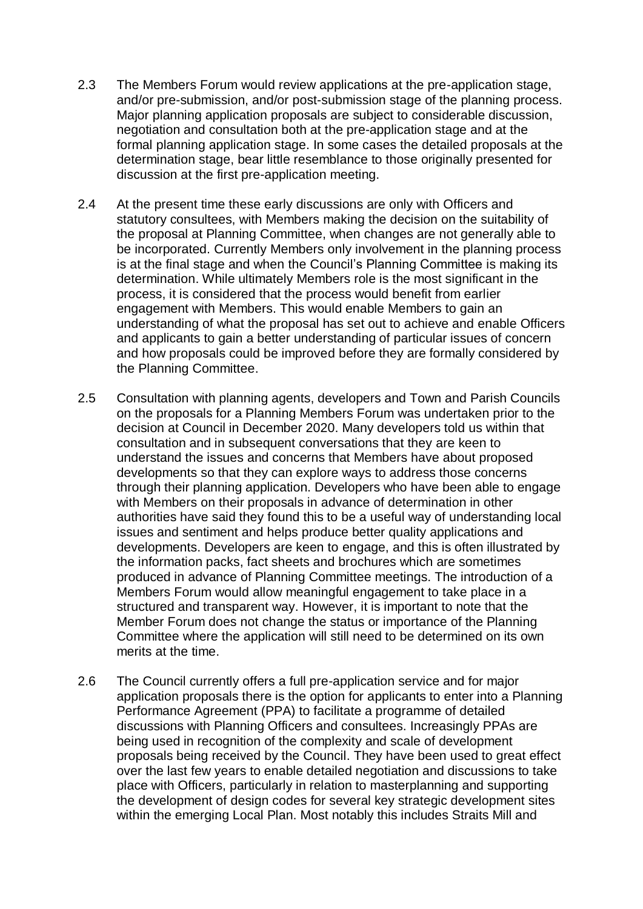2.3 The Members Forum would review applications at the pre-application stage, and/or pre-submission, and/or post-submission stage of the planning process. Major planning application proposals are subject to considerable discussion, negotiation and consultation both at the pre-application stage and at the formal planning application stage. In some cases the detailed proposals at the determination stage, bear little resemblance to those originally presented for discussion at the first pre-application meeting.

2.4 At the present time these early discussions are only with Officers and statutory consultees, with Members making the decision on the suitability of the proposal at Planning Committee, when changes are not generally able to be incorporated. Currently Members only involvement in the planning process is at the final stage and when the Council's Planning Committee is making its determination. While ultimately Members role is the most significant in the process, it is considered that the process would benefit from earlier engagement with Members. This would enable Members to gain an understanding of what the proposal has set out to achieve and enable Officers and applicants to gain a better understanding of particular issues of concern and how proposals could be improved before they are formally considered by the Planning Committee.

2.5 Consultation with planning agents, developers and Town and Parish Councils on the proposals for a Planning Members Forum was undertaken prior to the decision at Council in December 2020. Many developers told us within that consultation and in subsequent conversations that they are keen to understand the issues and concerns that Members have about proposed developments so that they can explore ways to address those concerns through their planning application. Developers who have been able to engage with Members on their proposals in advance of determination in other authorities have said they found this to be a useful way of understanding local issues and sentiment and helps produce better quality applications and developments. Developers are keen to engage, and this is often illustrated by the information packs, fact sheets and brochures which are sometimes produced in advance of Planning Committee meetings. The introduction of a Members Forum would allow meaningful engagement to take place in a structured and transparent way. However, it is important to note that the Member Forum does not change the status or importance of the Planning Committee where the application will still need to be determined on its own merits at the time.

2.6 The Council currently offers a full pre-application service and for major application proposals there is the option for applicants to enter into a Planning Performance Agreement (PPA) to facilitate a programme of detailed discussions with Planning Officers and consultees. Increasingly PPAs are being used in recognition of the complexity and scale of development proposals being received by the Council. They have been used to great effect over the last few years to enable detailed negotiation and discussions to take place with Officers, particularly in relation to masterplanning and supporting the development of design codes for several key strategic development sites within the emerging Local Plan. Most notably this includes Straits Mill and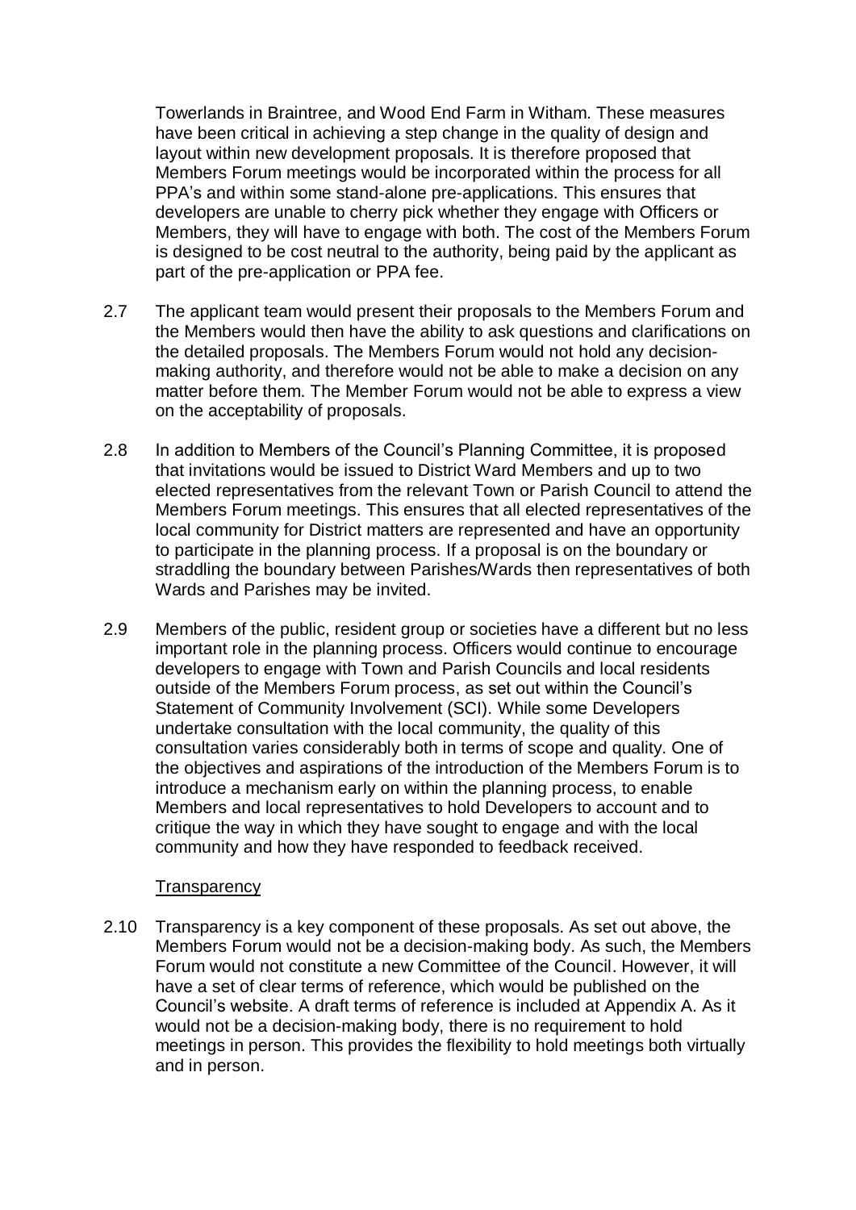Towerlands in Braintree, and Wood End Farm in Witham. These measures have been critical in achieving a step change in the quality of design and layout within new development proposals. It is therefore proposed that Members Forum meetings would be incorporated within the process for all PPA's and within some stand-alone pre-applications. This ensures that developers are unable to cherry pick whether they engage with Officers or Members, they will have to engage with both. The cost of the Members Forum is designed to be cost neutral to the authority, being paid by the applicant as part of the pre-application or PPA fee.

2.7 The applicant team would present their proposals to the Members Forum and the Members would then have the ability to ask questions and clarifications on the detailed proposals. The Members Forum would not hold any decision-making authority, and therefore would not be able to make a decision on any matter before them. The Member Forum would not be able to express a view on the acceptability of proposals.

2.8 In addition to Members of the Council's Planning Committee, it is proposed that invitations would be issued to District Ward Members and up to two elected representatives from the relevant Town or Parish Council to attend the Members Forum meetings. This ensures that all elected representatives of the local community for District matters are represented and have an opportunity to participate in the planning process. If a proposal is on the boundary or straddling the boundary between Parishes/Wards then representatives of both Wards and Parishes may be invited.

2.9 Members of the public, resident group or societies have a different but no less important role in the planning process. Officers would continue to encourage developers to engage with Town and Parish Councils and local residents outside of the Members Forum process, as set out within the Council's Statement of Community Involvement (SCI). While some Developers undertake consultation with the local community, the quality of this consultation varies considerably both in terms of scope and quality. One of the objectives and aspirations of the introduction of the Members Forum is to introduce a mechanism early on within the planning process, to enable Members and local representatives to hold Developers to account and to critique the way in which they have sought to engage and with the local community and how they have responded to feedback received.

<u>Transparency</u>

2.10 Transparency is a key component of these proposals. As set out above, the Members Forum would not be a decision-making body. As such, the Members Forum would not constitute a new Committee of the Council. However, it will have a set of clear terms of reference, which would be published on the Council's website. A draft terms of reference is included at Appendix A. As it would not be a decision-making body, there is no requirement to hold meetings in person. This provides the flexibility to hold meetings both virtually and in person.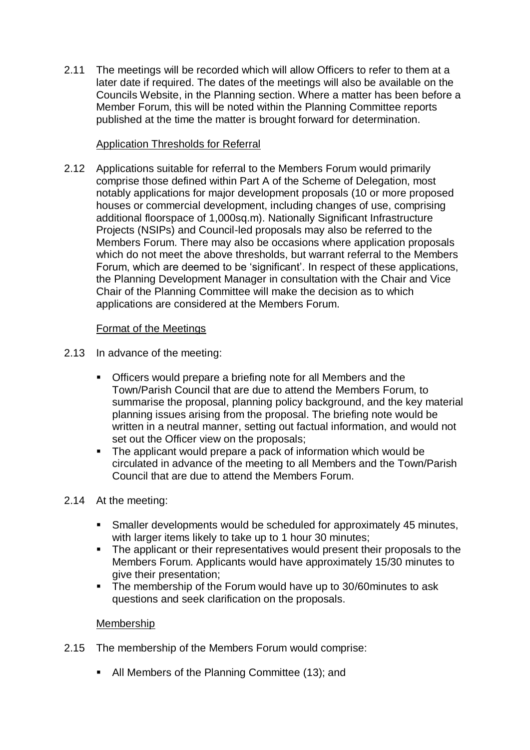2.11 The meetings will be recorded which will allow Officers to refer to them at a later date if required. The dates of the meetings will also be available on the Councils Website, in the Planning section. Where a matter has been before a Member Forum, this will be noted within the Planning Committee reports published at the time the matter is brought forward for determination.

Application Thresholds for Referral

2.12 Applications suitable for referral to the Members Forum would primarily comprise those defined within Part A of the Scheme of Delegation, most notably applications for major development proposals (10 or more proposed houses or commercial development, including changes of use, comprising additional floorspace of 1,000sq.m). Nationally Significant Infrastructure Projects (NSIPs) and Council-led proposals may also be referred to the Members Forum. There may also be occasions where application proposals which do not meet the above thresholds, but warrant referral to the Members Forum, which are deemed to be 'significant'. In respect of these applications, the Planning Development Manager in consultation with the Chair and Vice Chair of the Planning Committee will make the decision as to which applications are considered at the Members Forum.

Format of the Meetings

2.13 In advance of the meeting:

- Officers would prepare a briefing note for all Members and the Town/Parish Council that are due to attend the Members Forum, to summarise the proposal, planning policy background, and the key material planning issues arising from the proposal. The briefing note would be written in a neutral manner, setting out factual information, and would not set out the Officer view on the proposals;
- The applicant would prepare a pack of information which would be circulated in advance of the meeting to all Members and the Town/Parish Council that are due to attend the Members Forum.

2.14 At the meeting:

- Smaller developments would be scheduled for approximately 45 minutes, with larger items likely to take up to 1 hour 30 minutes;
- The applicant or their representatives would present their proposals to the Members Forum. Applicants would have approximately 15/30 minutes to give their presentation;
- The membership of the Forum would have up to 30/60minutes to ask questions and seek clarification on the proposals.

Membership

2.15 The membership of the Members Forum would comprise:

- All Members of the Planning Committee (13); and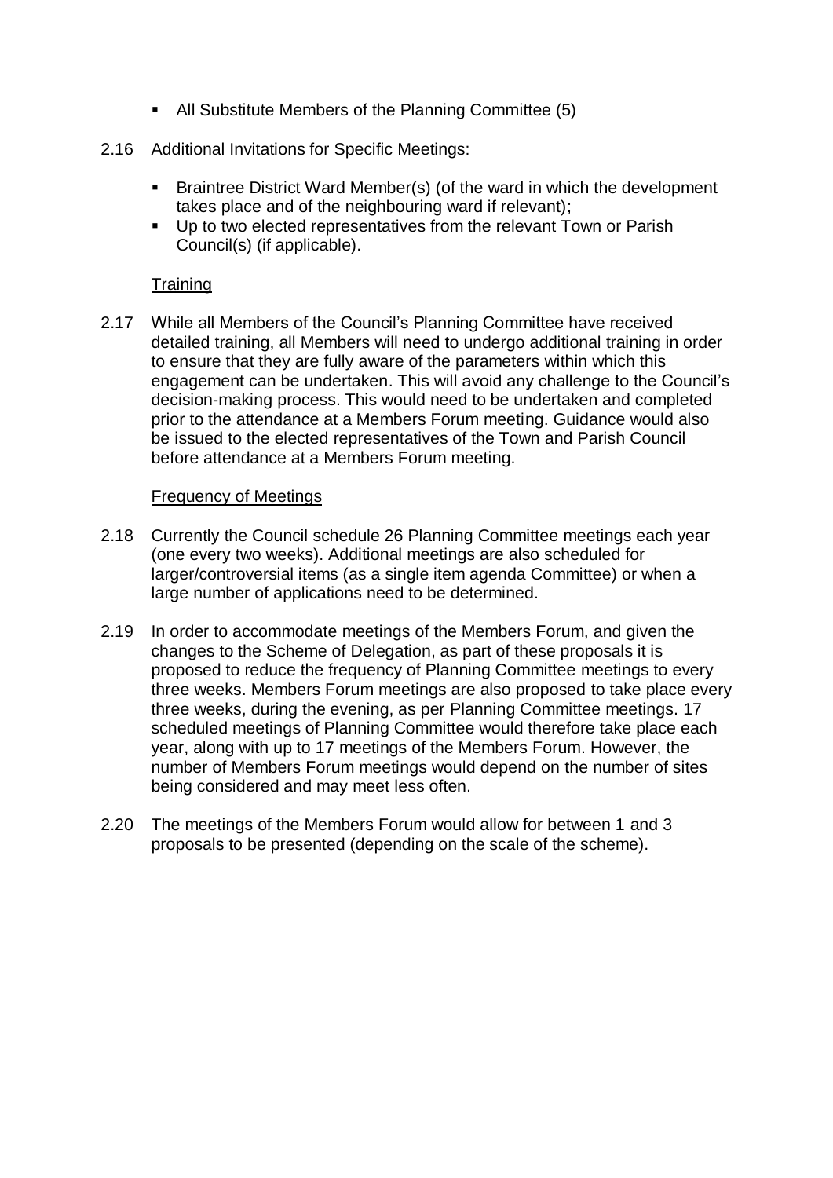- All Substitute Members of the Planning Committee (5)

2.16 Additional Invitations for Specific Meetings:

- Braintree District Ward Member(s) (of the ward in which the development takes place and of the neighbouring ward if relevant);
- Up to two elected representatives from the relevant Town or Parish Council(s) (if applicable).

Training

2.17 While all Members of the Council's Planning Committee have received detailed training, all Members will need to undergo additional training in order to ensure that they are fully aware of the parameters within which this engagement can be undertaken. This will avoid any challenge to the Council's decision-making process. This would need to be undertaken and completed prior to the attendance at a Members Forum meeting. Guidance would also be issued to the elected representatives of the Town and Parish Council before attendance at a Members Forum meeting.

Frequency of Meetings

2.18 Currently the Council schedule 26 Planning Committee meetings each year (one every two weeks). Additional meetings are also scheduled for larger/controversial items (as a single item agenda Committee) or when a large number of applications need to be determined.

2.19 In order to accommodate meetings of the Members Forum, and given the changes to the Scheme of Delegation, as part of these proposals it is proposed to reduce the frequency of Planning Committee meetings to every three weeks. Members Forum meetings are also proposed to take place every three weeks, during the evening, as per Planning Committee meetings. 17 scheduled meetings of Planning Committee would therefore take place each year, along with up to 17 meetings of the Members Forum. However, the number of Members Forum meetings would depend on the number of sites being considered and may meet less often.

2.20 The meetings of the Members Forum would allow for between 1 and 3 proposals to be presented (depending on the scale of the scheme).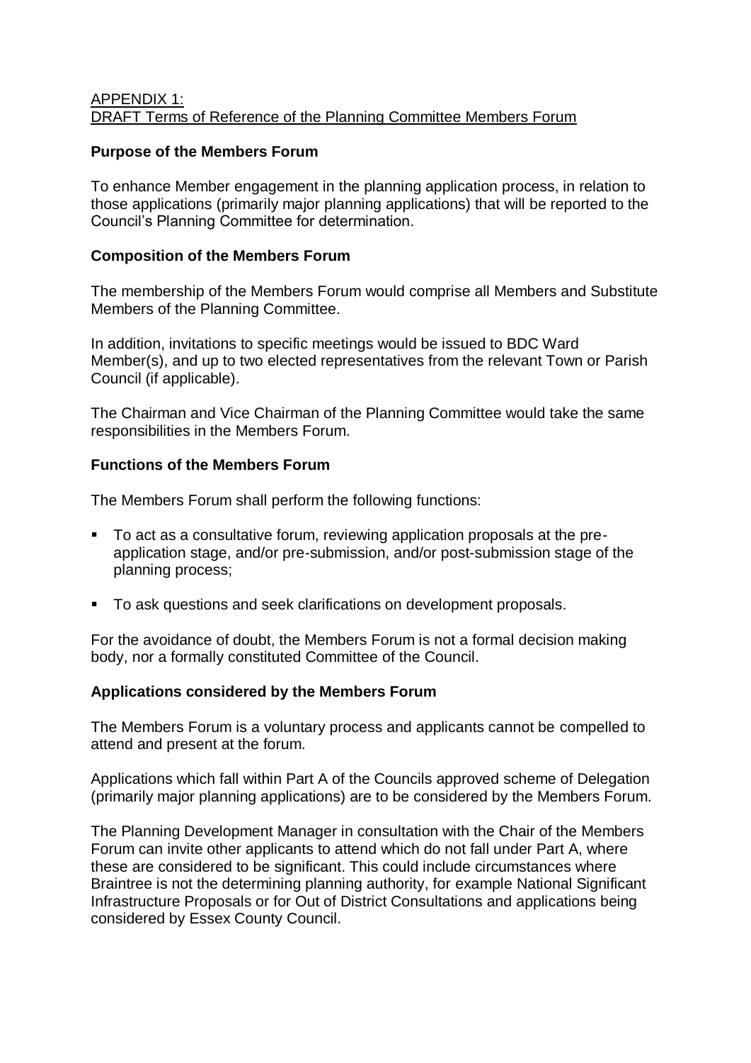APPENDIX 1:
DRAFT Terms of Reference of the Planning Committee Members Forum

**Purpose of the Members Forum**

To enhance Member engagement in the planning application process, in relation to those applications (primarily major planning applications) that will be reported to the Council's Planning Committee for determination.

**Composition of the Members Forum**

The membership of the Members Forum would comprise all Members and Substitute Members of the Planning Committee.

In addition, invitations to specific meetings would be issued to BDC Ward Member(s), and up to two elected representatives from the relevant Town or Parish Council (if applicable).

The Chairman and Vice Chairman of the Planning Committee would take the same responsibilities in the Members Forum.

**Functions of the Members Forum**

The Members Forum shall perform the following functions:

- To act as a consultative forum, reviewing application proposals at the pre-application stage, and/or pre-submission, and/or post-submission stage of the planning process;
- To ask questions and seek clarifications on development proposals.

For the avoidance of doubt, the Members Forum is not a formal decision making body, nor a formally constituted Committee of the Council.

**Applications considered by the Members Forum**

The Members Forum is a voluntary process and applicants cannot be compelled to attend and present at the forum.

Applications which fall within Part A of the Councils approved scheme of Delegation (primarily major planning applications) are to be considered by the Members Forum.

The Planning Development Manager in consultation with the Chair of the Members Forum can invite other applicants to attend which do not fall under Part A, where these are considered to be significant. This could include circumstances where Braintree is not the determining planning authority, for example National Significant Infrastructure Proposals or for Out of District Consultations and applications being considered by Essex County Council.